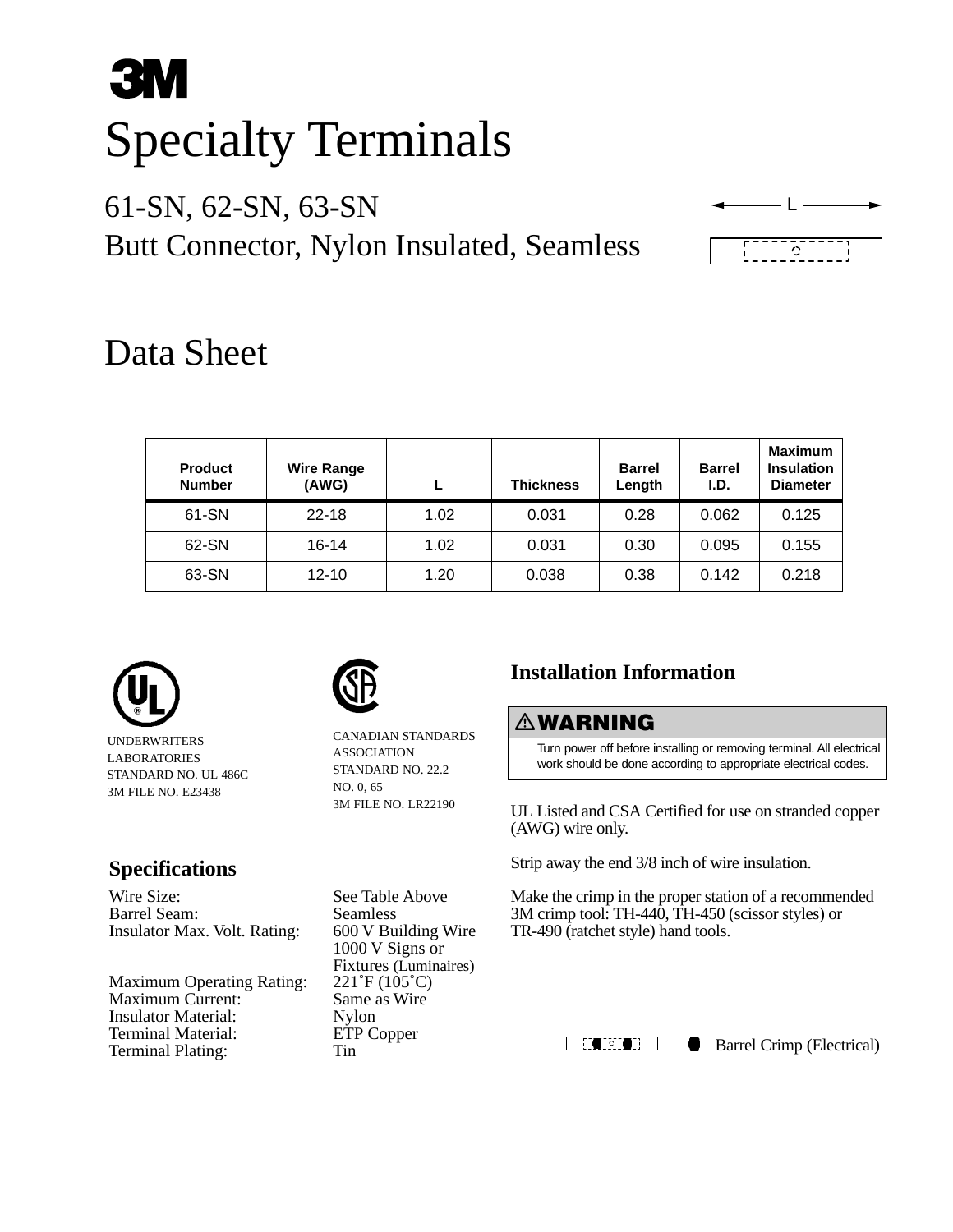# 3M

# Specialty Terminals

## 61-SN, 62-SN, 63-SN
## Butt Connector, Nylon Insulated, Seamless

L

# Data Sheet

| Product Number | Wire Range (AWG) | L | Thickness | Barrel Length | Barrel I.D. | Maximum Insulation Diameter |
|---|---|---|---|---|---|---|
| 61-SN | 22-18 | 1.02 | 0.031 | 0.28 | 0.062 | 0.125 |
| 62-SN | 16-14 | 1.02 | 0.031 | 0.30 | 0.095 | 0.155 |
| 63-SN | 12-10 | 1.20 | 0.038 | 0.38 | 0.142 | 0.218 |

UNDERWRITERS LABORATORIES
STANDARD NO. UL 486C
3M FILE NO. E23438

CANADIAN STANDARDS ASSOCIATION
STANDARD NO. 22.2 NO. 0, 65
3M FILE NO. LR22190

## Specifications

| | |
|---|---|
| Wire Size: | See Table Above |
| Barrel Seam: | Seamless |
| Insulator Max. Volt. Rating: | 600 V Building Wire<br>1000 V Signs or Fixtures (Luminaires) |
| Maximum Operating Rating: | 221˚F (105˚C) |
| Maximum Current: | Same as Wire |
| Insulator Material: | Nylon |
| Terminal Material: | ETP Copper |
| Terminal Plating: | Tin |

## Installation Information

**⚠WARNING**

Turn power off before installing or removing terminal. All electrical work should be done according to appropriate electrical codes.

UL Listed and CSA Certified for use on stranded copper (AWG) wire only.

Strip away the end 3/8 inch of wire insulation.

Make the crimp in the proper station of a recommended 3M crimp tool: TH-440, TH-450 (scissor styles) or TR-490 (ratchet style) hand tools.

Barrel Crimp (Electrical)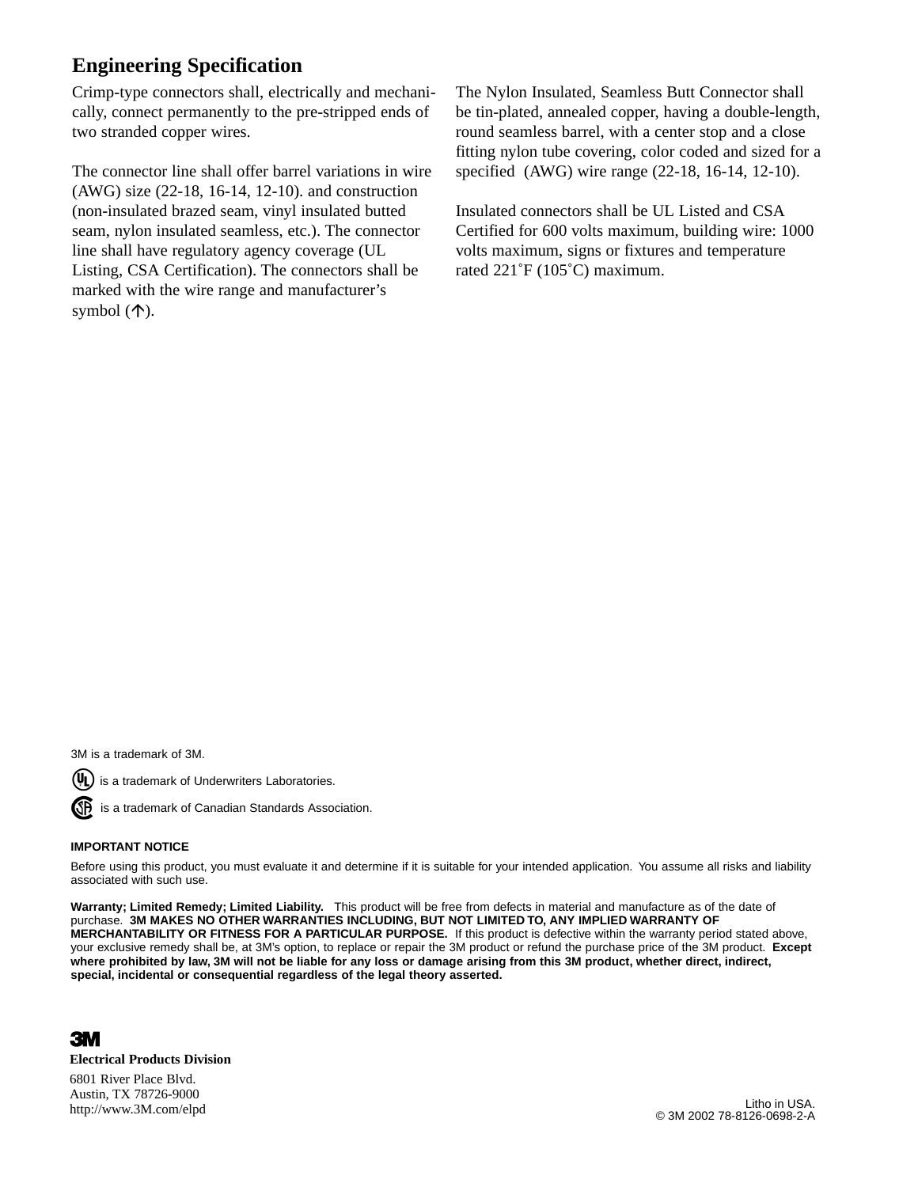## Engineering Specification

Crimp-type connectors shall, electrically and mechanically, connect permanently to the pre-stripped ends of two stranded copper wires.

The connector line shall offer barrel variations in wire (AWG) size (22-18, 16-14, 12-10). and construction (non-insulated brazed seam, vinyl insulated butted seam, nylon insulated seamless, etc.). The connector line shall have regulatory agency coverage (UL Listing, CSA Certification). The connectors shall be marked with the wire range and manufacturer's symbol (⩚).

The Nylon Insulated, Seamless Butt Connector shall be tin-plated, annealed copper, having a double-length, round seamless barrel, with a center stop and a close fitting nylon tube covering, color coded and sized for a specified (AWG) wire range (22-18, 16-14, 12-10).

Insulated connectors shall be UL Listed and CSA Certified for 600 volts maximum, building wire: 1000 volts maximum, signs or fixtures and temperature rated 221˚F (105˚C) maximum.

3M is a trademark of 3M.

UL is a trademark of Underwriters Laboratories.

CSA is a trademark of Canadian Standards Association.

**IMPORTANT NOTICE**

Before using this product, you must evaluate it and determine if it is suitable for your intended application. You assume all risks and liability associated with such use.

**Warranty; Limited Remedy; Limited Liability.** This product will be free from defects in material and manufacture as of the date of purchase. **3M MAKES NO OTHER WARRANTIES INCLUDING, BUT NOT LIMITED TO, ANY IMPLIED WARRANTY OF MERCHANTABILITY OR FITNESS FOR A PARTICULAR PURPOSE.** If this product is defective within the warranty period stated above, your exclusive remedy shall be, at 3M's option, to replace or repair the 3M product or refund the purchase price of the 3M product. **Except where prohibited by law, 3M will not be liable for any loss or damage arising from this 3M product, whether direct, indirect, special, incidental or consequential regardless of the legal theory asserted.**

**3M**

**Electrical Products Division**

6801 River Place Blvd.
Austin, TX 78726-9000
http://www.3M.com/elpd

Litho in USA.
© 3M 2002 78-8126-0698-2-A